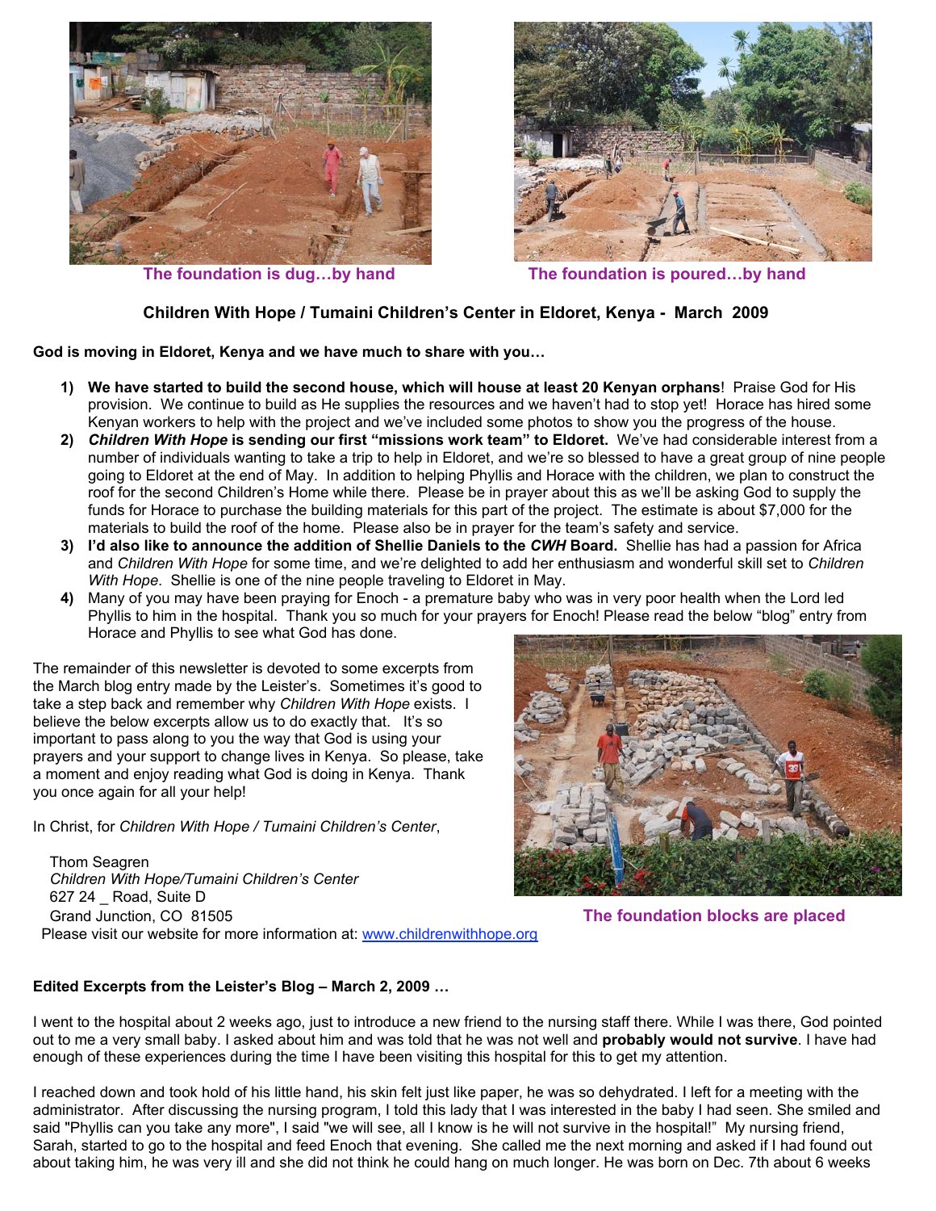The foundation is dug…by hand

The foundation is poured…by hand

**Children With Hope / Tumaini Children's Center in Eldoret, Kenya - March 2009**

**God is moving in Eldoret, Kenya and we have much to share with you…**

1) **We have started to build the second house, which will house at least 20 Kenyan orphans**! Praise God for His provision. We continue to build as He supplies the resources and we haven't had to stop yet! Horace has hired some Kenyan workers to help with the project and we've included some photos to show you the progress of the house.
2) ***Children With Hope* is sending our first "missions work team" to Eldoret.** We've had considerable interest from a number of individuals wanting to take a trip to help in Eldoret, and we're so blessed to have a great group of nine people going to Eldoret at the end of May. In addition to helping Phyllis and Horace with the children, we plan to construct the roof for the second Children's Home while there. Please be in prayer about this as we'll be asking God to supply the funds for Horace to purchase the building materials for this part of the project. The estimate is about $7,000 for the materials to build the roof of the home. Please also be in prayer for the team's safety and service.
3) **I'd also like to announce the addition of Shellie Daniels to the *CWH* Board.** Shellie has had a passion for Africa and *Children With Hope* for some time, and we're delighted to add her enthusiasm and wonderful skill set to *Children With Hope*. Shellie is one of the nine people traveling to Eldoret in May.
4) Many of you may have been praying for Enoch - a premature baby who was in very poor health when the Lord led Phyllis to him in the hospital. Thank you so much for your prayers for Enoch! Please read the below "blog" entry from Horace and Phyllis to see what God has done.

The remainder of this newsletter is devoted to some excerpts from the March blog entry made by the Leister's. Sometimes it's good to take a step back and remember why *Children With Hope* exists. I believe the below excerpts allow us to do exactly that. It's so important to pass along to you the way that God is using your prayers and your support to change lives in Kenya. So please, take a moment and enjoy reading what God is doing in Kenya. Thank you once again for all your help!

In Christ, for *Children With Hope / Tumaini Children's Center*,

Thom Seagren
*Children With Hope/Tumaini Children's Center*
627 24 _ Road, Suite D
Grand Junction, CO 81505
Please visit our website for more information at: www.childrenwithhope.org

The foundation blocks are placed

**Edited Excerpts from the Leister's Blog – March 2, 2009 …**

I went to the hospital about 2 weeks ago, just to introduce a new friend to the nursing staff there. While I was there, God pointed out to me a very small baby. I asked about him and was told that he was not well and **probably would not survive**. I have had enough of these experiences during the time I have been visiting this hospital for this to get my attention.

I reached down and took hold of his little hand, his skin felt just like paper, he was so dehydrated. I left for a meeting with the administrator. After discussing the nursing program, I told this lady that I was interested in the baby I had seen. She smiled and said "Phyllis can you take any more", I said "we will see, all I know is he will not survive in the hospital!" My nursing friend, Sarah, started to go to the hospital and feed Enoch that evening. She called me the next morning and asked if I had found out about taking him, he was very ill and she did not think he could hang on much longer. He was born on Dec. 7th about 6 weeks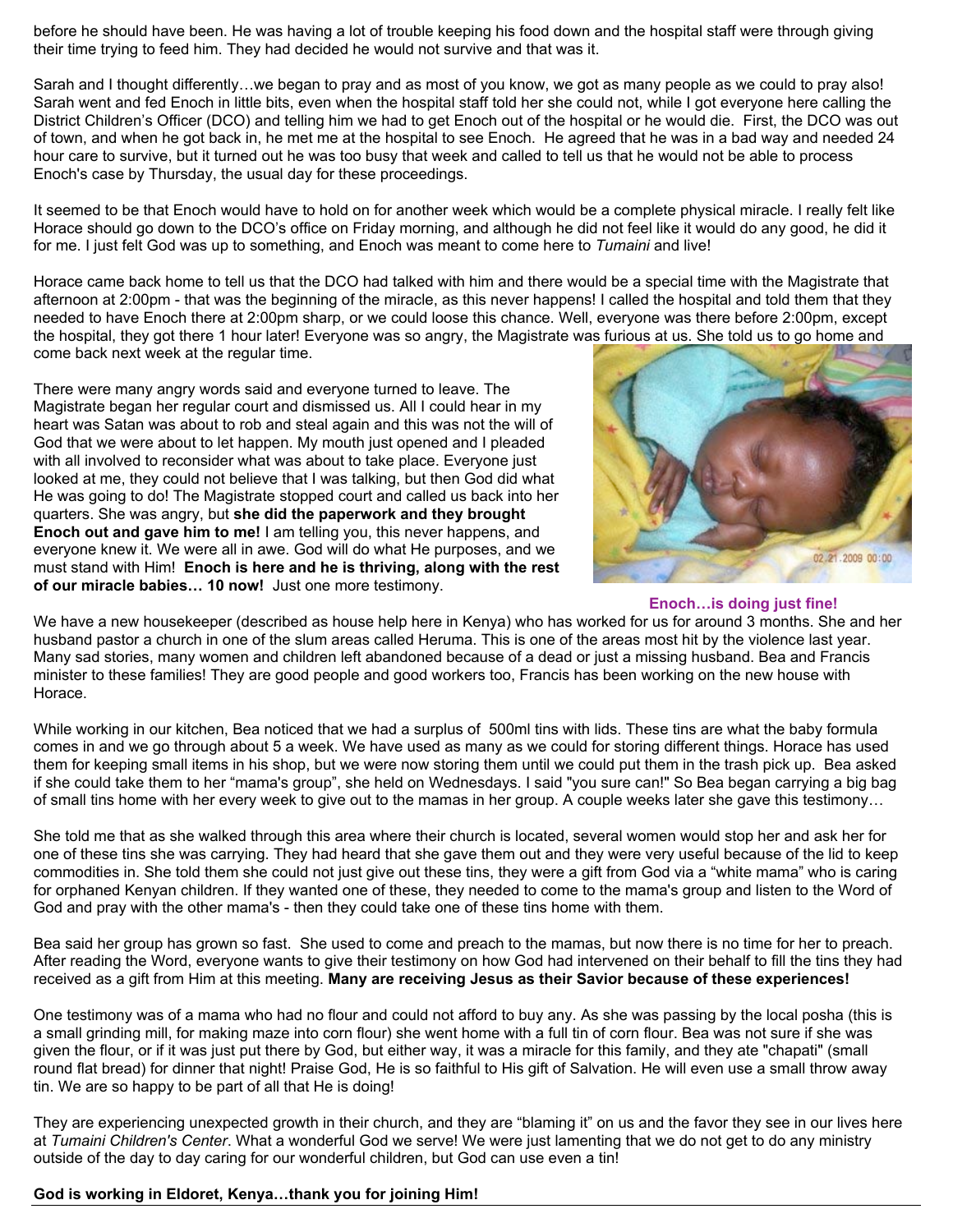before he should have been. He was having a lot of trouble keeping his food down and the hospital staff were through giving their time trying to feed him. They had decided he would not survive and that was it.

Sarah and I thought differently…we began to pray and as most of you know, we got as many people as we could to pray also! Sarah went and fed Enoch in little bits, even when the hospital staff told her she could not, while I got everyone here calling the District Children's Officer (DCO) and telling him we had to get Enoch out of the hospital or he would die. First, the DCO was out of town, and when he got back in, he met me at the hospital to see Enoch. He agreed that he was in a bad way and needed 24 hour care to survive, but it turned out he was too busy that week and called to tell us that he would not be able to process Enoch's case by Thursday, the usual day for these proceedings.

It seemed to be that Enoch would have to hold on for another week which would be a complete physical miracle. I really felt like Horace should go down to the DCO's office on Friday morning, and although he did not feel like it would do any good, he did it for me. I just felt God was up to something, and Enoch was meant to come here to *Tumaini* and live!

Horace came back home to tell us that the DCO had talked with him and there would be a special time with the Magistrate that afternoon at 2:00pm - that was the beginning of the miracle, as this never happens! I called the hospital and told them that they needed to have Enoch there at 2:00pm sharp, or we could loose this chance. Well, everyone was there before 2:00pm, except the hospital, they got there 1 hour later! Everyone was so angry, the Magistrate was furious at us. She told us to go home and come back next week at the regular time.

There were many angry words said and everyone turned to leave. The Magistrate began her regular court and dismissed us. All I could hear in my heart was Satan was about to rob and steal again and this was not the will of God that we were about to let happen. My mouth just opened and I pleaded with all involved to reconsider what was about to take place. Everyone just looked at me, they could not believe that I was talking, but then God did what He was going to do! The Magistrate stopped court and called us back into her quarters. She was angry, but **she did the paperwork and they brought Enoch out and gave him to me!** I am telling you, this never happens, and everyone knew it. We were all in awe. God will do what He purposes, and we must stand with Him! **Enoch is here and he is thriving, along with the rest of our miracle babies… 10 now!** Just one more testimony.

02.21.2009 00:00

**Enoch…is doing just fine!**

We have a new housekeeper (described as house help here in Kenya) who has worked for us for around 3 months. She and her husband pastor a church in one of the slum areas called Heruma. This is one of the areas most hit by the violence last year. Many sad stories, many women and children left abandoned because of a dead or just a missing husband. Bea and Francis minister to these families! They are good people and good workers too, Francis has been working on the new house with Horace.

While working in our kitchen, Bea noticed that we had a surplus of 500ml tins with lids. These tins are what the baby formula comes in and we go through about 5 a week. We have used as many as we could for storing different things. Horace has used them for keeping small items in his shop, but we were now storing them until we could put them in the trash pick up. Bea asked if she could take them to her "mama's group", she held on Wednesdays. I said "you sure can!" So Bea began carrying a big bag of small tins home with her every week to give out to the mamas in her group. A couple weeks later she gave this testimony…

She told me that as she walked through this area where their church is located, several women would stop her and ask her for one of these tins she was carrying. They had heard that she gave them out and they were very useful because of the lid to keep commodities in. She told them she could not just give out these tins, they were a gift from God via a "white mama" who is caring for orphaned Kenyan children. If they wanted one of these, they needed to come to the mama's group and listen to the Word of God and pray with the other mama's - then they could take one of these tins home with them.

Bea said her group has grown so fast. She used to come and preach to the mamas, but now there is no time for her to preach. After reading the Word, everyone wants to give their testimony on how God had intervened on their behalf to fill the tins they had received as a gift from Him at this meeting. **Many are receiving Jesus as their Savior because of these experiences!**

One testimony was of a mama who had no flour and could not afford to buy any. As she was passing by the local posha (this is a small grinding mill, for making maze into corn flour) she went home with a full tin of corn flour. Bea was not sure if she was given the flour, or if it was just put there by God, but either way, it was a miracle for this family, and they ate "chapati" (small round flat bread) for dinner that night! Praise God, He is so faithful to His gift of Salvation. He will even use a small throw away tin. We are so happy to be part of all that He is doing!

They are experiencing unexpected growth in their church, and they are "blaming it" on us and the favor they see in our lives here at *Tumaini Children's Center*. What a wonderful God we serve! We were just lamenting that we do not get to do any ministry outside of the day to day caring for our wonderful children, but God can use even a tin!

**God is working in Eldoret, Kenya…thank you for joining Him!**